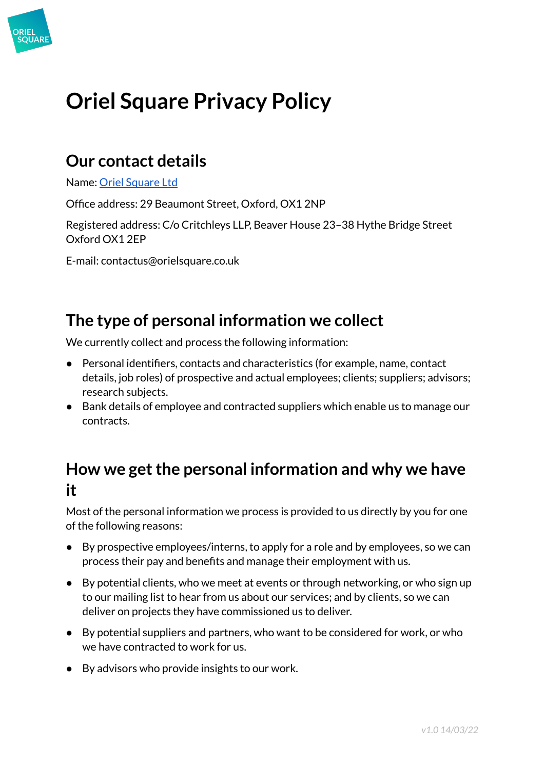# Oriel Square Privacy Policy

## Our contact details

Name: [Oriel Square Ltd]

Office address: 29 Beaumont Street, Oxford, OX1 2NP

Registered address: C/o Critchleys LLP, Beaver House 23–38 Hythe Bridge Street Oxford OX1 2EP

E-mail: contactus@orielsquare.co.uk

## The type of personal information we collect

We currently collect and process the following information:

- Personal identifiers, contacts and characteristics (for example, name, contact details, job roles) of prospective and actual employees; clients; suppliers; advisors; research subjects.
- Bank details of employee and contracted suppliers which enable us to manage our contracts.

## How we get the personal information and why we have it

Most of the personal information we process is provided to us directly by you for one of the following reasons:

- By prospective employees/interns, to apply for a role and by employees, so we can process their pay and benefits and manage their employment with us.
- By potential clients, who we meet at events or through networking, or who sign up to our mailing list to hear from us about our services; and by clients, so we can deliver on projects they have commissioned us to deliver.
- By potential suppliers and partners, who want to be considered for work, or who we have contracted to work for us.
- By advisors who provide insights to our work.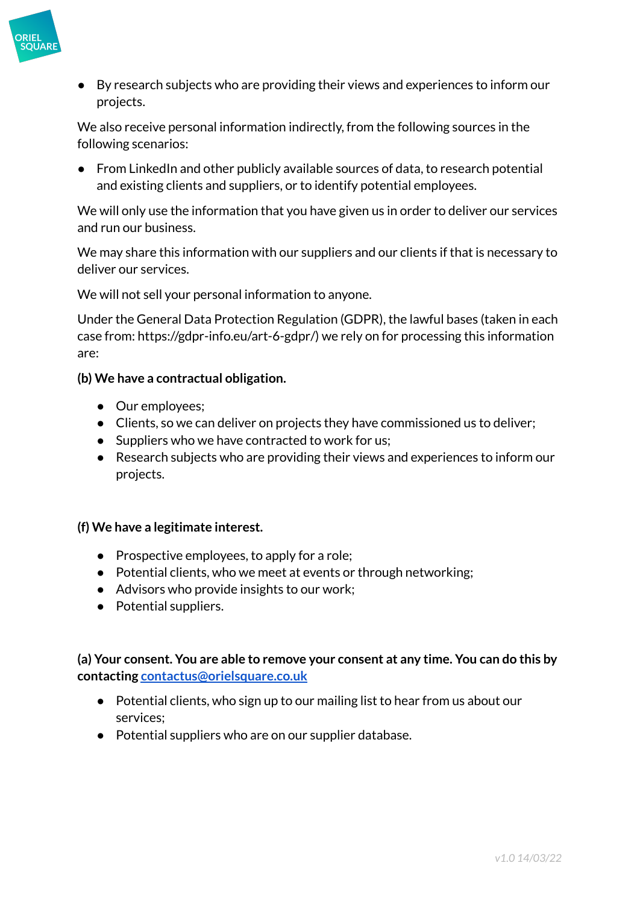- By research subjects who are providing their views and experiences to inform our projects.

We also receive personal information indirectly, from the following sources in the following scenarios:

- From LinkedIn and other publicly available sources of data, to research potential and existing clients and suppliers, or to identify potential employees.

We will only use the information that you have given us in order to deliver our services and run our business.

We may share this information with our suppliers and our clients if that is necessary to deliver our services.

We will not sell your personal information to anyone.

Under the General Data Protection Regulation (GDPR), the lawful bases (taken in each case from: https://gdpr-info.eu/art-6-gdpr/) we rely on for processing this information are:

**(b) We have a contractual obligation.**

- Our employees;
- Clients, so we can deliver on projects they have commissioned us to deliver;
- Suppliers who we have contracted to work for us;
- Research subjects who are providing their views and experiences to inform our projects.

**(f) We have a legitimate interest.**

- Prospective employees, to apply for a role;
- Potential clients, who we meet at events or through networking;
- Advisors who provide insights to our work;
- Potential suppliers.

**(a) Your consent. You are able to remove your consent at any time. You can do this by contacting [contactus@orielsquare.co.uk](mailto:contactus@orielsquare.co.uk)**

- Potential clients, who sign up to our mailing list to hear from us about our services;
- Potential suppliers who are on our supplier database.

*v1.0 14/03/22*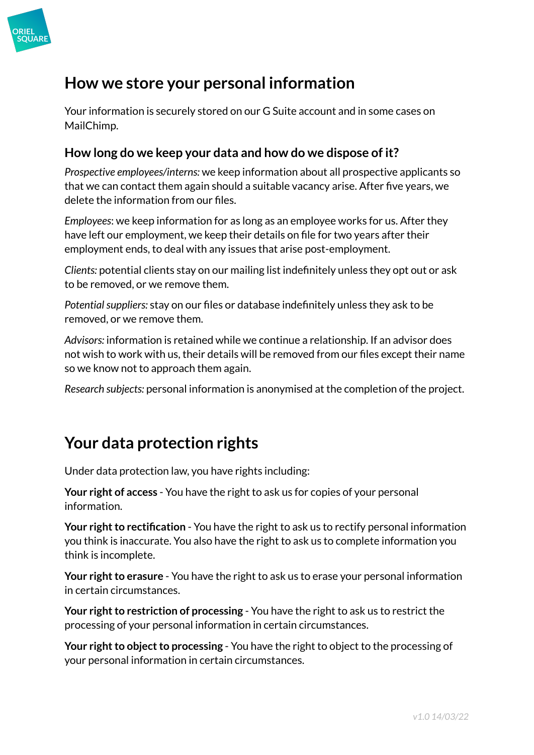## How we store your personal information

Your information is securely stored on our G Suite account and in some cases on MailChimp.

### How long do we keep your data and how do we dispose of it?

*Prospective employees/interns:* we keep information about all prospective applicants so that we can contact them again should a suitable vacancy arise. After five years, we delete the information from our files.

*Employees*: we keep information for as long as an employee works for us. After they have left our employment, we keep their details on file for two years after their employment ends, to deal with any issues that arise post-employment.

*Clients:* potential clients stay on our mailing list indefinitely unless they opt out or ask to be removed, or we remove them.

*Potential suppliers:* stay on our files or database indefinitely unless they ask to be removed, or we remove them.

*Advisors:* information is retained while we continue a relationship. If an advisor does not wish to work with us, their details will be removed from our files except their name so we know not to approach them again.

*Research subjects:* personal information is anonymised at the completion of the project.

## Your data protection rights

Under data protection law, you have rights including:

**Your right of access** - You have the right to ask us for copies of your personal information.

**Your right to rectification** - You have the right to ask us to rectify personal information you think is inaccurate. You also have the right to ask us to complete information you think is incomplete.

**Your right to erasure** - You have the right to ask us to erase your personal information in certain circumstances.

**Your right to restriction of processing** - You have the right to ask us to restrict the processing of your personal information in certain circumstances.

**Your right to object to processing** - You have the right to object to the processing of your personal information in certain circumstances.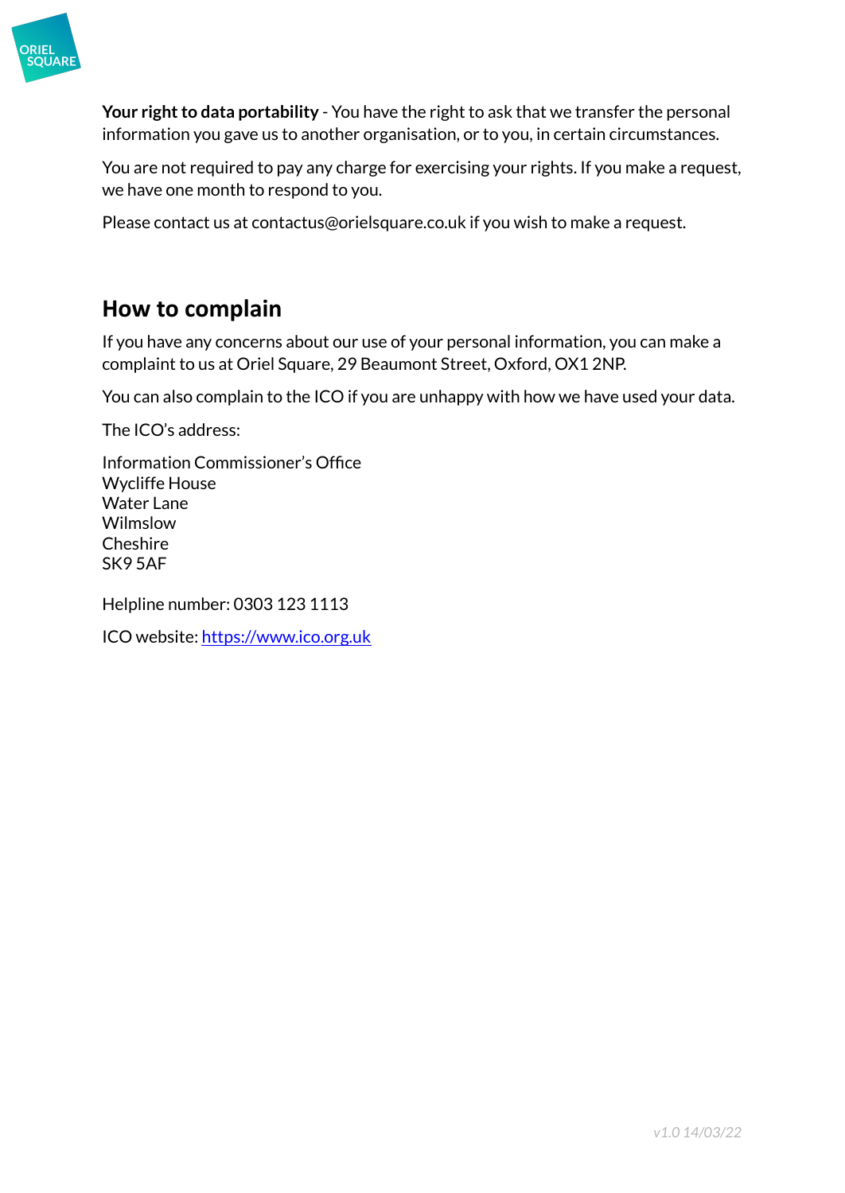**Your right to data portability** - You have the right to ask that we transfer the personal information you gave us to another organisation, or to you, in certain circumstances.

You are not required to pay any charge for exercising your rights. If you make a request, we have one month to respond to you.

Please contact us at contactus@orielsquare.co.uk if you wish to make a request.

## How to complain

If you have any concerns about our use of your personal information, you can make a complaint to us at Oriel Square, 29 Beaumont Street, Oxford, OX1 2NP.

You can also complain to the ICO if you are unhappy with how we have used your data.

The ICO's address:

Information Commissioner's Office
Wycliffe House
Water Lane
Wilmslow
Cheshire
SK9 5AF

Helpline number: 0303 123 1113

ICO website: [https://www.ico.org.uk](https://www.ico.org.uk)

*v1.0 14/03/22*